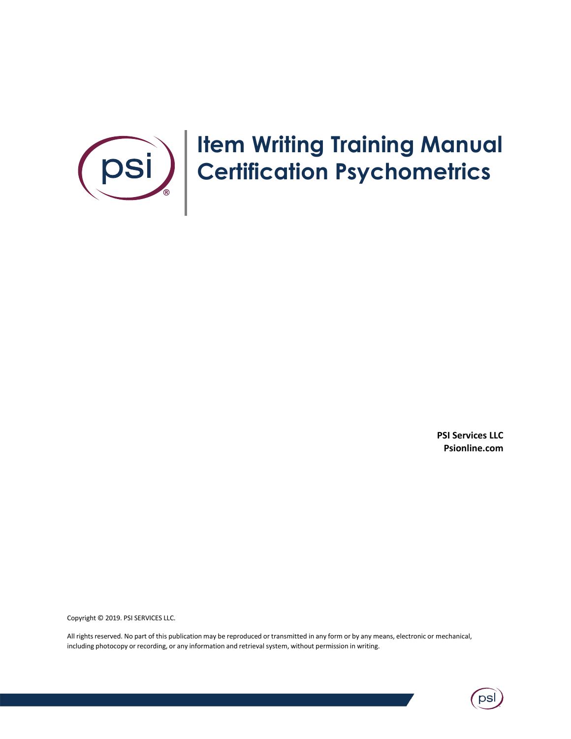# Item Writing Training Manual
# Certification Psychometrics

**PSI Services LLC**
**Psionline.com**

Copyright © 2019. PSI SERVICES LLC.

All rights reserved. No part of this publication may be reproduced or transmitted in any form or by any means, electronic or mechanical, including photocopy or recording, or any information and retrieval system, without permission in writing.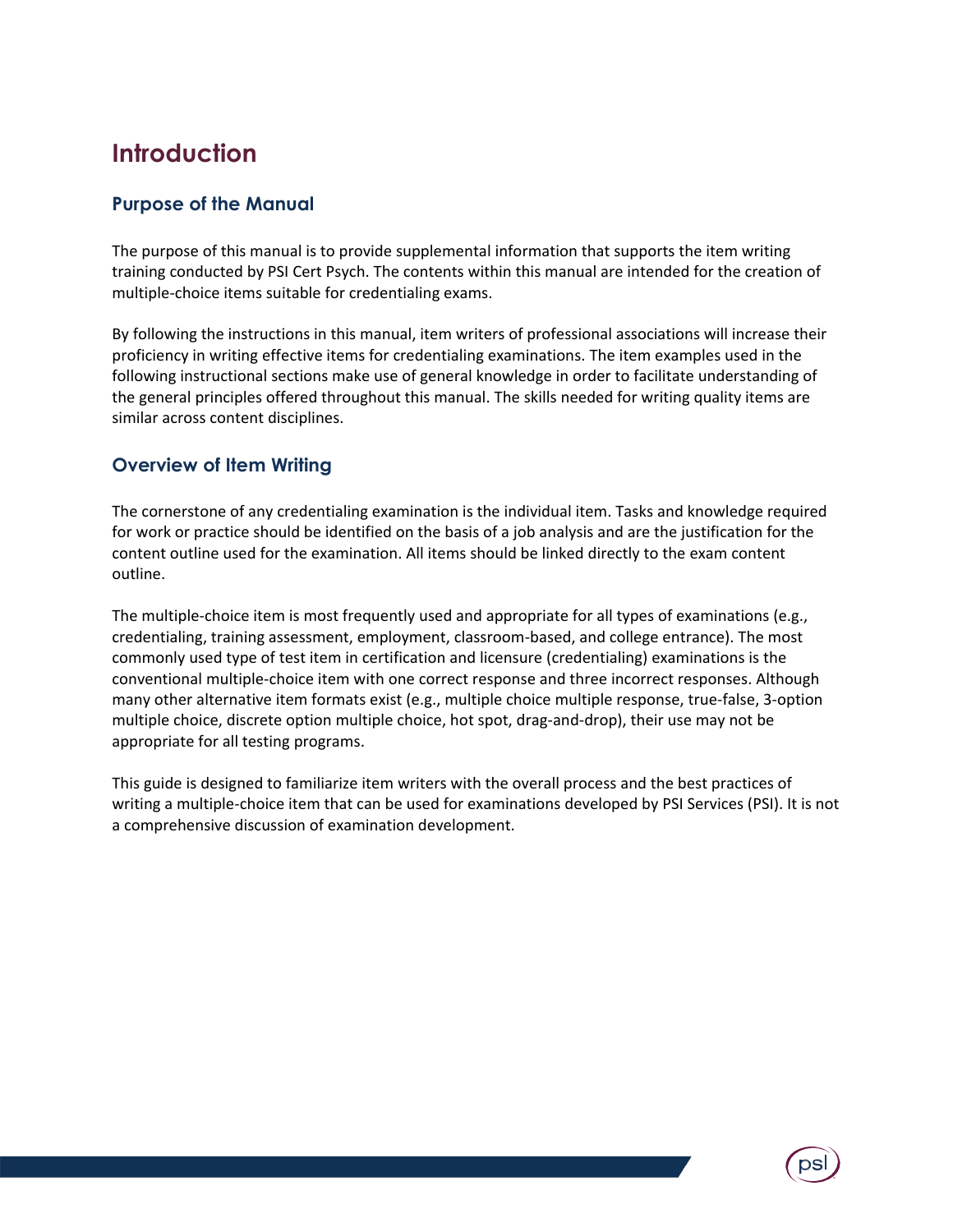# Introduction

## Purpose of the Manual

The purpose of this manual is to provide supplemental information that supports the item writing training conducted by PSI Cert Psych. The contents within this manual are intended for the creation of multiple-choice items suitable for credentialing exams.

By following the instructions in this manual, item writers of professional associations will increase their proficiency in writing effective items for credentialing examinations. The item examples used in the following instructional sections make use of general knowledge in order to facilitate understanding of the general principles offered throughout this manual. The skills needed for writing quality items are similar across content disciplines.

## Overview of Item Writing

The cornerstone of any credentialing examination is the individual item. Tasks and knowledge required for work or practice should be identified on the basis of a job analysis and are the justification for the content outline used for the examination. All items should be linked directly to the exam content outline.

The multiple-choice item is most frequently used and appropriate for all types of examinations (e.g., credentialing, training assessment, employment, classroom-based, and college entrance). The most commonly used type of test item in certification and licensure (credentialing) examinations is the conventional multiple-choice item with one correct response and three incorrect responses. Although many other alternative item formats exist (e.g., multiple choice multiple response, true-false, 3-option multiple choice, discrete option multiple choice, hot spot, drag-and-drop), their use may not be appropriate for all testing programs.

This guide is designed to familiarize item writers with the overall process and the best practices of writing a multiple-choice item that can be used for examinations developed by PSI Services (PSI). It is not a comprehensive discussion of examination development.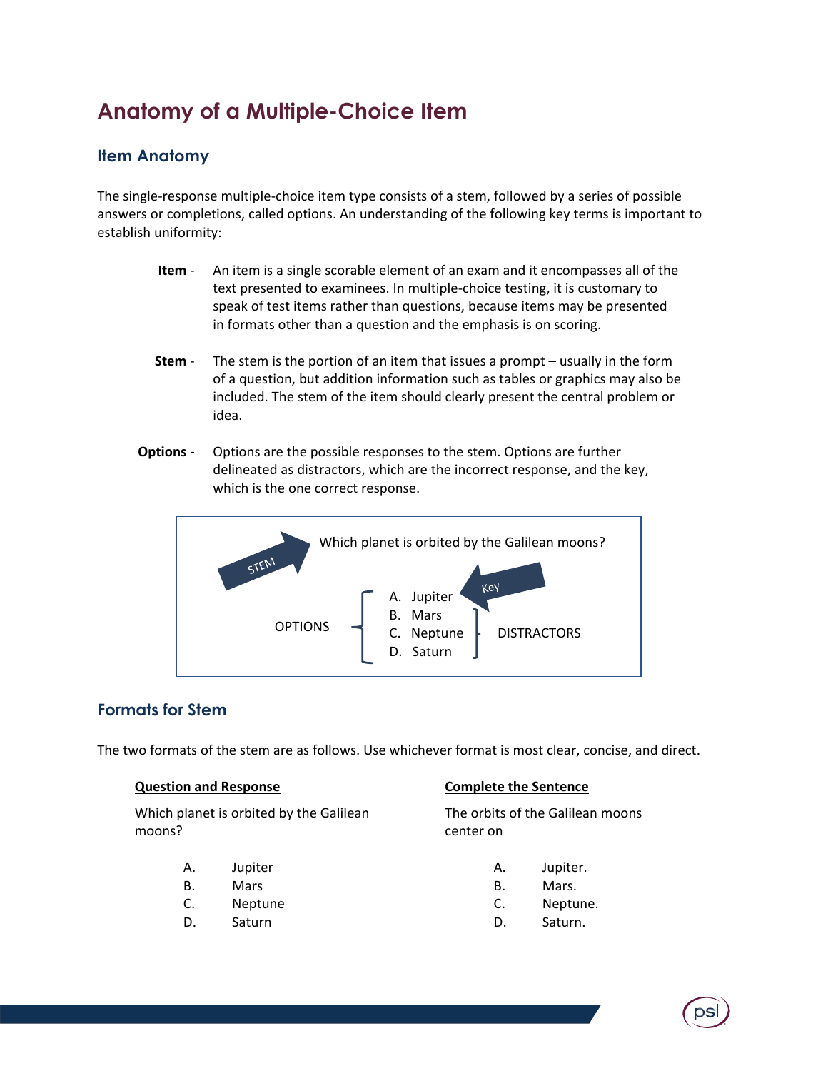# Anatomy of a Multiple-Choice Item

## Item Anatomy

The single-response multiple-choice item type consists of a stem, followed by a series of possible answers or completions, called options. An understanding of the following key terms is important to establish uniformity:

**Item** - An item is a single scorable element of an exam and it encompasses all of the text presented to examinees. In multiple-choice testing, it is customary to speak of test items rather than questions, because items may be presented in formats other than a question and the emphasis is on scoring.

**Stem** - The stem is the portion of an item that issues a prompt – usually in the form of a question, but addition information such as tables or graphics may also be included. The stem of the item should clearly present the central problem or idea.

**Options -** Options are the possible responses to the stem. Options are further delineated as distractors, which are the incorrect response, and the key, which is the one correct response.

STEM → Which planet is orbited by the Galilean moons?

OPTIONS:

A. Jupiter ← Key
B. Mars
C. Neptune
D. Saturn

(B–D: DISTRACTORS)

## Formats for Stem

The two formats of the stem are as follows. Use whichever format is most clear, concise, and direct.

**<u>Question and Response</u>**

Which planet is orbited by the Galilean moons?

A. Jupiter
B. Mars
C. Neptune
D. Saturn

**<u>Complete the Sentence</u>**

The orbits of the Galilean moons center on

A. Jupiter.
B. Mars.
C. Neptune.
D. Saturn.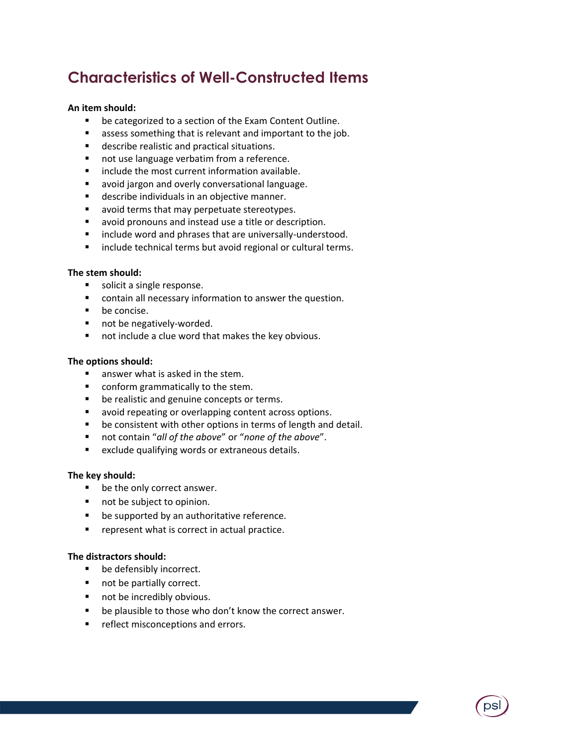# Characteristics of Well-Constructed Items

**An item should:**

- be categorized to a section of the Exam Content Outline.
- assess something that is relevant and important to the job.
- describe realistic and practical situations.
- not use language verbatim from a reference.
- include the most current information available.
- avoid jargon and overly conversational language.
- describe individuals in an objective manner.
- avoid terms that may perpetuate stereotypes.
- avoid pronouns and instead use a title or description.
- include word and phrases that are universally-understood.
- include technical terms but avoid regional or cultural terms.

**The stem should:**

- solicit a single response.
- contain all necessary information to answer the question.
- be concise.
- not be negatively-worded.
- not include a clue word that makes the key obvious.

**The options should:**

- answer what is asked in the stem.
- conform grammatically to the stem.
- be realistic and genuine concepts or terms.
- avoid repeating or overlapping content across options.
- be consistent with other options in terms of length and detail.
- not contain "*all of the above*" or "*none of the above*".
- exclude qualifying words or extraneous details.

**The key should:**

- be the only correct answer.
- not be subject to opinion.
- be supported by an authoritative reference.
- represent what is correct in actual practice.

**The distractors should:**

- be defensibly incorrect.
- not be partially correct.
- not be incredibly obvious.
- be plausible to those who don't know the correct answer.
- reflect misconceptions and errors.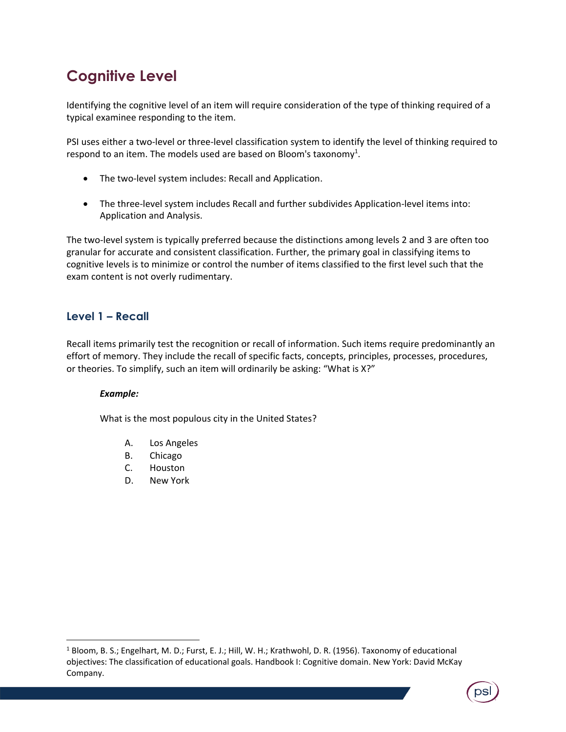# Cognitive Level

Identifying the cognitive level of an item will require consideration of the type of thinking required of a typical examinee responding to the item.

PSI uses either a two-level or three-level classification system to identify the level of thinking required to respond to an item. The models used are based on Bloom's taxonomy[1].

- The two-level system includes: Recall and Application.
- The three-level system includes Recall and further subdivides Application-level items into: Application and Analysis.

The two-level system is typically preferred because the distinctions among levels 2 and 3 are often too granular for accurate and consistent classification. Further, the primary goal in classifying items to cognitive levels is to minimize or control the number of items classified to the first level such that the exam content is not overly rudimentary.

## Level 1 – Recall

Recall items primarily test the recognition or recall of information. Such items require predominantly an effort of memory. They include the recall of specific facts, concepts, principles, processes, procedures, or theories. To simplify, such an item will ordinarily be asking: "What is X?"

***Example:***

What is the most populous city in the United States?

A. Los Angeles
B. Chicago
C. Houston
D. New York

[1] Bloom, B. S.; Engelhart, M. D.; Furst, E. J.; Hill, W. H.; Krathwohl, D. R. (1956). Taxonomy of educational objectives: The classification of educational goals. Handbook I: Cognitive domain. New York: David McKay Company.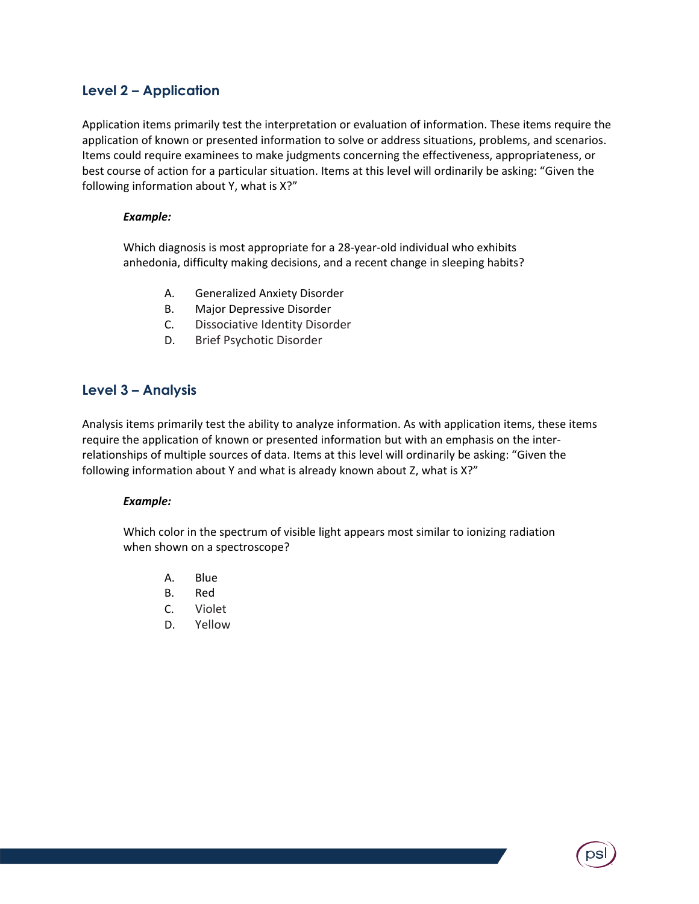## Level 2 – Application

Application items primarily test the interpretation or evaluation of information. These items require the application of known or presented information to solve or address situations, problems, and scenarios. Items could require examinees to make judgments concerning the effectiveness, appropriateness, or best course of action for a particular situation. Items at this level will ordinarily be asking: "Given the following information about Y, what is X?"

***Example:***

Which diagnosis is most appropriate for a 28-year-old individual who exhibits anhedonia, difficulty making decisions, and a recent change in sleeping habits?

A. Generalized Anxiety Disorder
B. Major Depressive Disorder
C. Dissociative Identity Disorder
D. Brief Psychotic Disorder

## Level 3 – Analysis

Analysis items primarily test the ability to analyze information. As with application items, these items require the application of known or presented information but with an emphasis on the inter-relationships of multiple sources of data. Items at this level will ordinarily be asking: "Given the following information about Y and what is already known about Z, what is X?"

***Example:***

Which color in the spectrum of visible light appears most similar to ionizing radiation when shown on a spectroscope?

A. Blue
B. Red
C. Violet
D. Yellow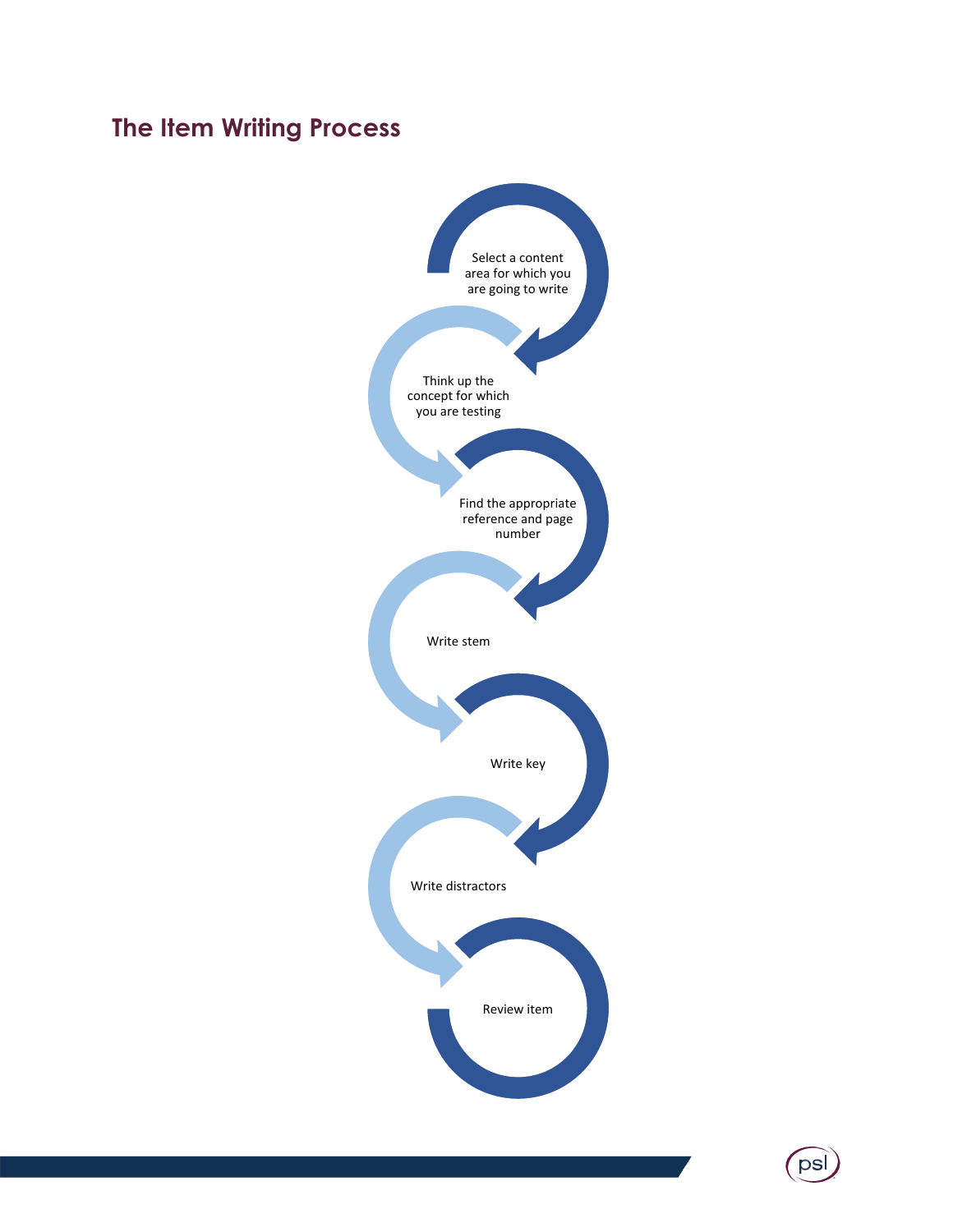## The Item Writing Process

1. Select a content area for which you are going to write
2. Think up the concept for which you are testing
3. Find the appropriate reference and page number
4. Write stem
5. Write key
6. Write distractors
7. Review item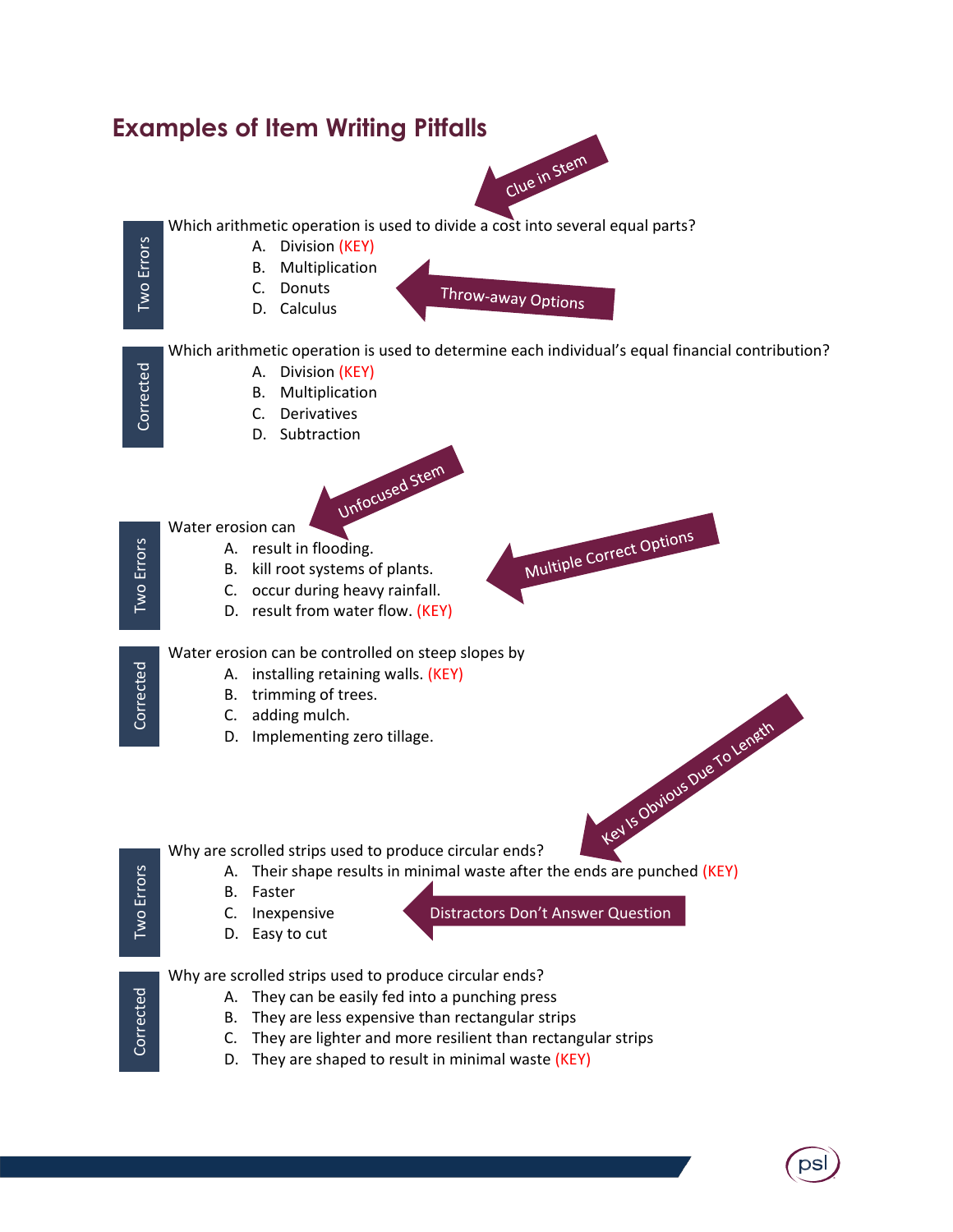## Examples of Item Writing Pitfalls

Clue in Stem

**Two Errors**

Which arithmetic operation is used to divide a cost into several equal parts?

A. Division (KEY)
B. Multiplication
C. Donuts
D. Calculus

Throw-away Options

**Corrected**

Which arithmetic operation is used to determine each individual's equal financial contribution?

A. Division (KEY)
B. Multiplication
C. Derivatives
D. Subtraction

Unfocused Stem

**Two Errors**

Water erosion can

A. result in flooding.
B. kill root systems of plants.
C. occur during heavy rainfall.
D. result from water flow. (KEY)

Multiple Correct Options

**Corrected**

Water erosion can be controlled on steep slopes by

A. installing retaining walls. (KEY)
B. trimming of trees.
C. adding mulch.
D. Implementing zero tillage.

Key Is Obvious Due To Length

**Two Errors**

Why are scrolled strips used to produce circular ends?

A. Their shape results in minimal waste after the ends are punched (KEY)
B. Faster
C. Inexpensive
D. Easy to cut

Distractors Don't Answer Question

**Corrected**

Why are scrolled strips used to produce circular ends?

A. They can be easily fed into a punching press
B. They are less expensive than rectangular strips
C. They are lighter and more resilient than rectangular strips
D. They are shaped to result in minimal waste (KEY)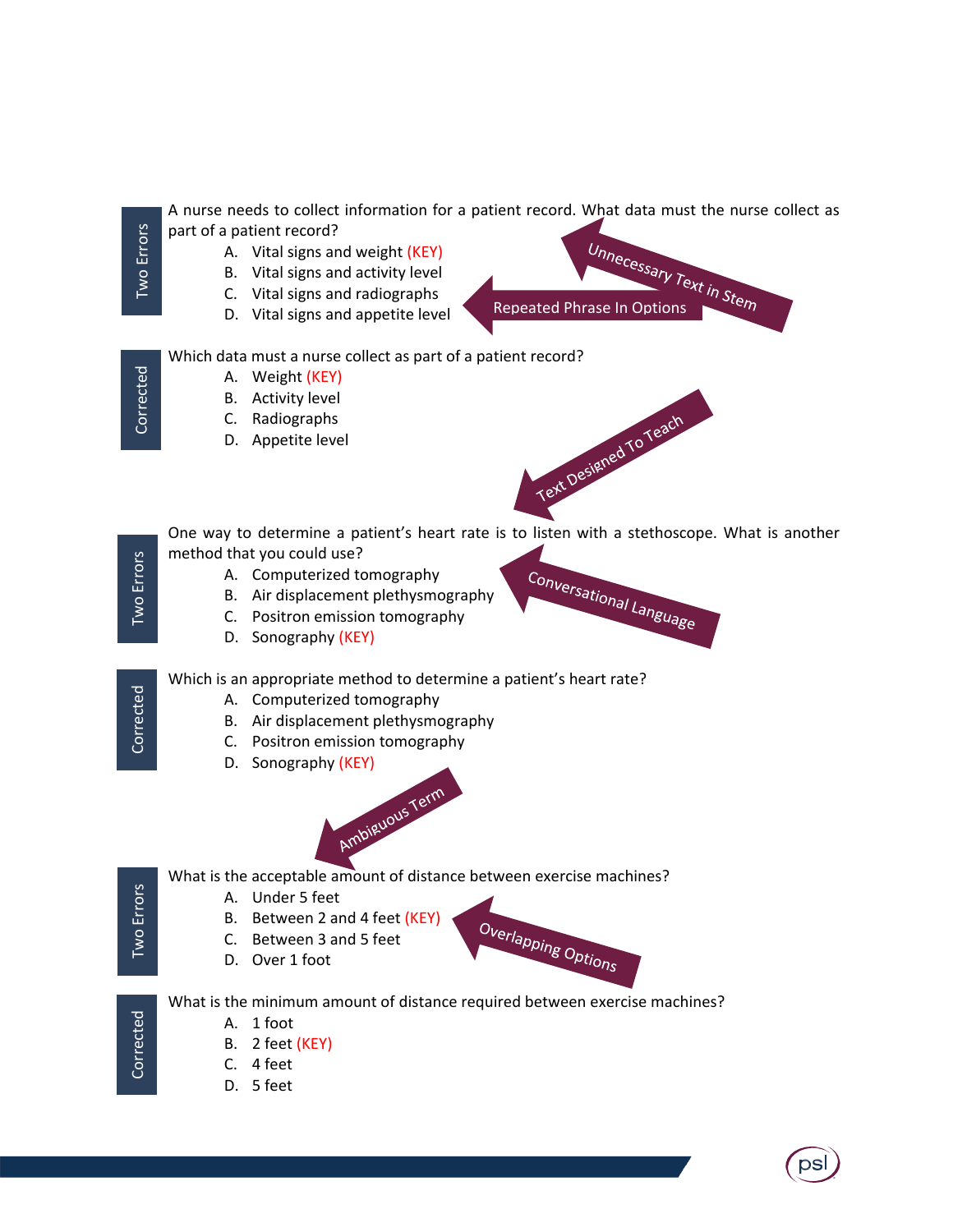**Two Errors**

A nurse needs to collect information for a patient record. What data must the nurse collect as part of a patient record?

A. Vital signs and weight (KEY)
B. Vital signs and activity level
C. Vital signs and radiographs
D. Vital signs and appetite level

Unnecessary Text in Stem

Repeated Phrase In Options

**Corrected**

Which data must a nurse collect as part of a patient record?

A. Weight (KEY)
B. Activity level
C. Radiographs
D. Appetite level

Text Designed To Teach

**Two Errors**

One way to determine a patient's heart rate is to listen with a stethoscope. What is another method that you could use?

A. Computerized tomography
B. Air displacement plethysmography
C. Positron emission tomography
D. Sonography (KEY)

Conversational Language

**Corrected**

Which is an appropriate method to determine a patient's heart rate?

A. Computerized tomography
B. Air displacement plethysmography
C. Positron emission tomography
D. Sonography (KEY)

Ambiguous Term

**Two Errors**

What is the acceptable amount of distance between exercise machines?

A. Under 5 feet
B. Between 2 and 4 feet (KEY)
C. Between 3 and 5 feet
D. Over 1 foot

Overlapping Options

**Corrected**

What is the minimum amount of distance required between exercise machines?

A. 1 foot
B. 2 feet (KEY)
C. 4 feet
D. 5 feet